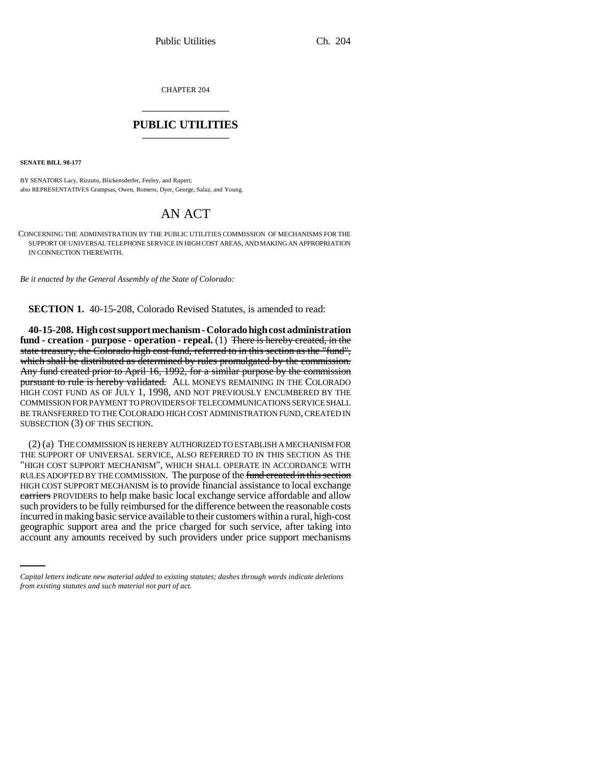CHAPTER 204

# PUBLIC UTILITIES

**SENATE BILL 98-177**

BY SENATORS Lacy, Rizzuto, Blickensderfer, Feeley, and Rupert;
also REPRESENTATIVES Grampsas, Owen, Romero, Dyer, George, Salaz, and Young.

# AN ACT

CONCERNING THE ADMINISTRATION BY THE PUBLIC UTILITIES COMMISSION OF MECHANISMS FOR THE SUPPORT OF UNIVERSAL TELEPHONE SERVICE IN HIGH COST AREAS, AND MAKING AN APPROPRIATION IN CONNECTION THEREWITH.

*Be it enacted by the General Assembly of the State of Colorado:*

**SECTION 1.** 40-15-208, Colorado Revised Statutes, is amended to read:

**40-15-208. High cost support mechanism - Colorado high cost administration fund - creation - purpose - operation - repeal.** (1) ~~There is hereby created, in the state treasury, the Colorado high cost fund, referred to in this section as the "fund", which shall be distributed as determined by rules promulgated by the commission. Any fund created prior to April 16, 1992, for a similar purpose by the commission pursuant to rule is hereby validated.~~ ALL MONEYS REMAINING IN THE COLORADO HIGH COST FUND AS OF JULY 1, 1998, AND NOT PREVIOUSLY ENCUMBERED BY THE COMMISSION FOR PAYMENT TO PROVIDERS OF TELECOMMUNICATIONS SERVICE SHALL BE TRANSFERRED TO THE COLORADO HIGH COST ADMINISTRATION FUND, CREATED IN SUBSECTION (3) OF THIS SECTION.

(2) (a) THE COMMISSION IS HEREBY AUTHORIZED TO ESTABLISH A MECHANISM FOR THE SUPPORT OF UNIVERSAL SERVICE, ALSO REFERRED TO IN THIS SECTION AS THE "HIGH COST SUPPORT MECHANISM", WHICH SHALL OPERATE IN ACCORDANCE WITH RULES ADOPTED BY THE COMMISSION. The purpose of the ~~fund created in this section~~ HIGH COST SUPPORT MECHANISM is to provide financial assistance to local exchange ~~carriers~~ PROVIDERS to help make basic local exchange service affordable and allow such providers to be fully reimbursed for the difference between the reasonable costs incurred in making basic service available to their customers within a rural, high-cost geographic support area and the price charged for such service, after taking into account any amounts received by such providers under price support mechanisms

*Capital letters indicate new material added to existing statutes; dashes through words indicate deletions from existing statutes and such material not part of act.*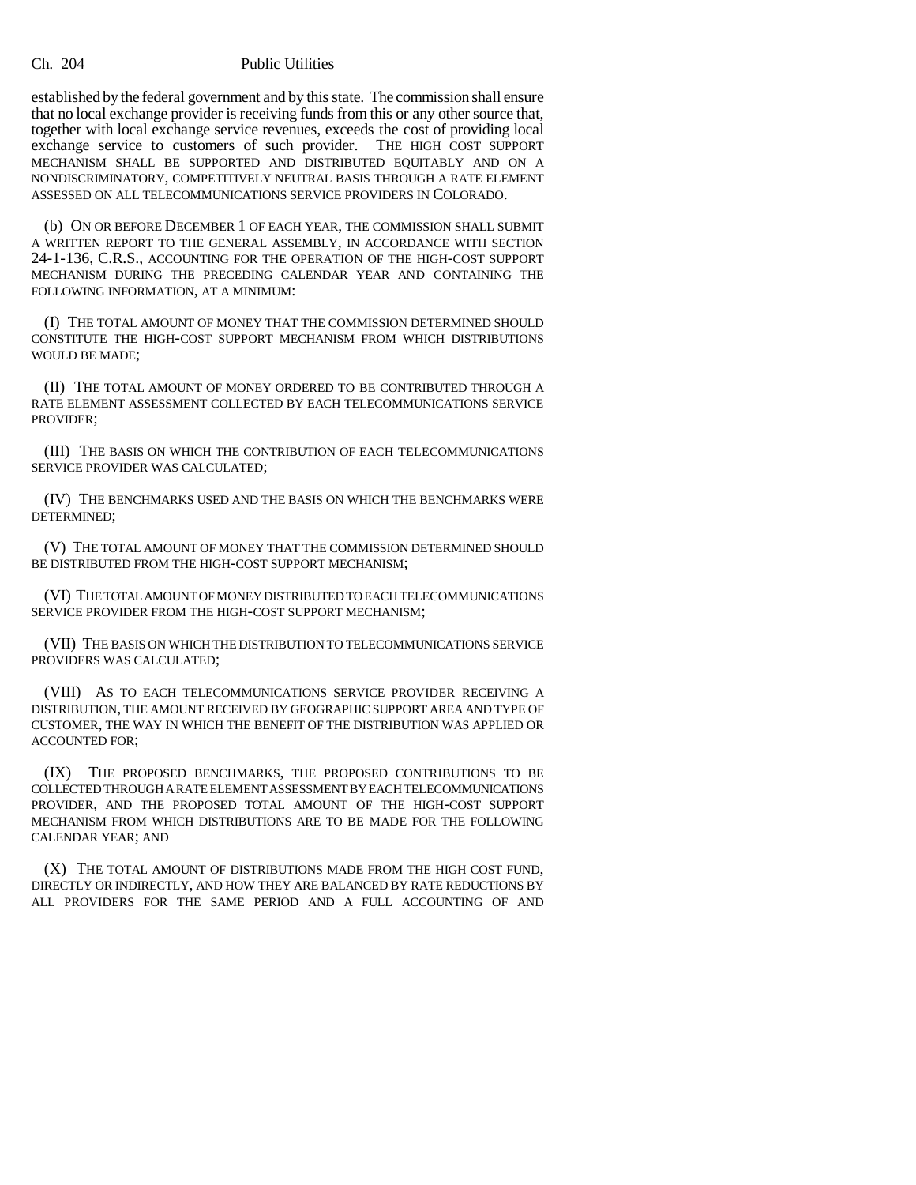established by the federal government and by this state. The commission shall ensure that no local exchange provider is receiving funds from this or any other source that, together with local exchange service revenues, exceeds the cost of providing local exchange service to customers of such provider. THE HIGH COST SUPPORT MECHANISM SHALL BE SUPPORTED AND DISTRIBUTED EQUITABLY AND ON A NONDISCRIMINATORY, COMPETITIVELY NEUTRAL BASIS THROUGH A RATE ELEMENT ASSESSED ON ALL TELECOMMUNICATIONS SERVICE PROVIDERS IN COLORADO.

(b) ON OR BEFORE DECEMBER 1 OF EACH YEAR, THE COMMISSION SHALL SUBMIT A WRITTEN REPORT TO THE GENERAL ASSEMBLY, IN ACCORDANCE WITH SECTION 24-1-136, C.R.S., ACCOUNTING FOR THE OPERATION OF THE HIGH-COST SUPPORT MECHANISM DURING THE PRECEDING CALENDAR YEAR AND CONTAINING THE FOLLOWING INFORMATION, AT A MINIMUM:

(I) THE TOTAL AMOUNT OF MONEY THAT THE COMMISSION DETERMINED SHOULD CONSTITUTE THE HIGH-COST SUPPORT MECHANISM FROM WHICH DISTRIBUTIONS WOULD BE MADE;

(II) THE TOTAL AMOUNT OF MONEY ORDERED TO BE CONTRIBUTED THROUGH A RATE ELEMENT ASSESSMENT COLLECTED BY EACH TELECOMMUNICATIONS SERVICE PROVIDER;

(III) THE BASIS ON WHICH THE CONTRIBUTION OF EACH TELECOMMUNICATIONS SERVICE PROVIDER WAS CALCULATED;

(IV) THE BENCHMARKS USED AND THE BASIS ON WHICH THE BENCHMARKS WERE DETERMINED;

(V) THE TOTAL AMOUNT OF MONEY THAT THE COMMISSION DETERMINED SHOULD BE DISTRIBUTED FROM THE HIGH-COST SUPPORT MECHANISM;

(VI) THE TOTAL AMOUNT OF MONEY DISTRIBUTED TO EACH TELECOMMUNICATIONS SERVICE PROVIDER FROM THE HIGH-COST SUPPORT MECHANISM;

(VII) THE BASIS ON WHICH THE DISTRIBUTION TO TELECOMMUNICATIONS SERVICE PROVIDERS WAS CALCULATED;

(VIII) AS TO EACH TELECOMMUNICATIONS SERVICE PROVIDER RECEIVING A DISTRIBUTION, THE AMOUNT RECEIVED BY GEOGRAPHIC SUPPORT AREA AND TYPE OF CUSTOMER, THE WAY IN WHICH THE BENEFIT OF THE DISTRIBUTION WAS APPLIED OR ACCOUNTED FOR;

(IX) THE PROPOSED BENCHMARKS, THE PROPOSED CONTRIBUTIONS TO BE COLLECTED THROUGH A RATE ELEMENT ASSESSMENT BY EACH TELECOMMUNICATIONS PROVIDER, AND THE PROPOSED TOTAL AMOUNT OF THE HIGH-COST SUPPORT MECHANISM FROM WHICH DISTRIBUTIONS ARE TO BE MADE FOR THE FOLLOWING CALENDAR YEAR; AND

(X) THE TOTAL AMOUNT OF DISTRIBUTIONS MADE FROM THE HIGH COST FUND, DIRECTLY OR INDIRECTLY, AND HOW THEY ARE BALANCED BY RATE REDUCTIONS BY ALL PROVIDERS FOR THE SAME PERIOD AND A FULL ACCOUNTING OF AND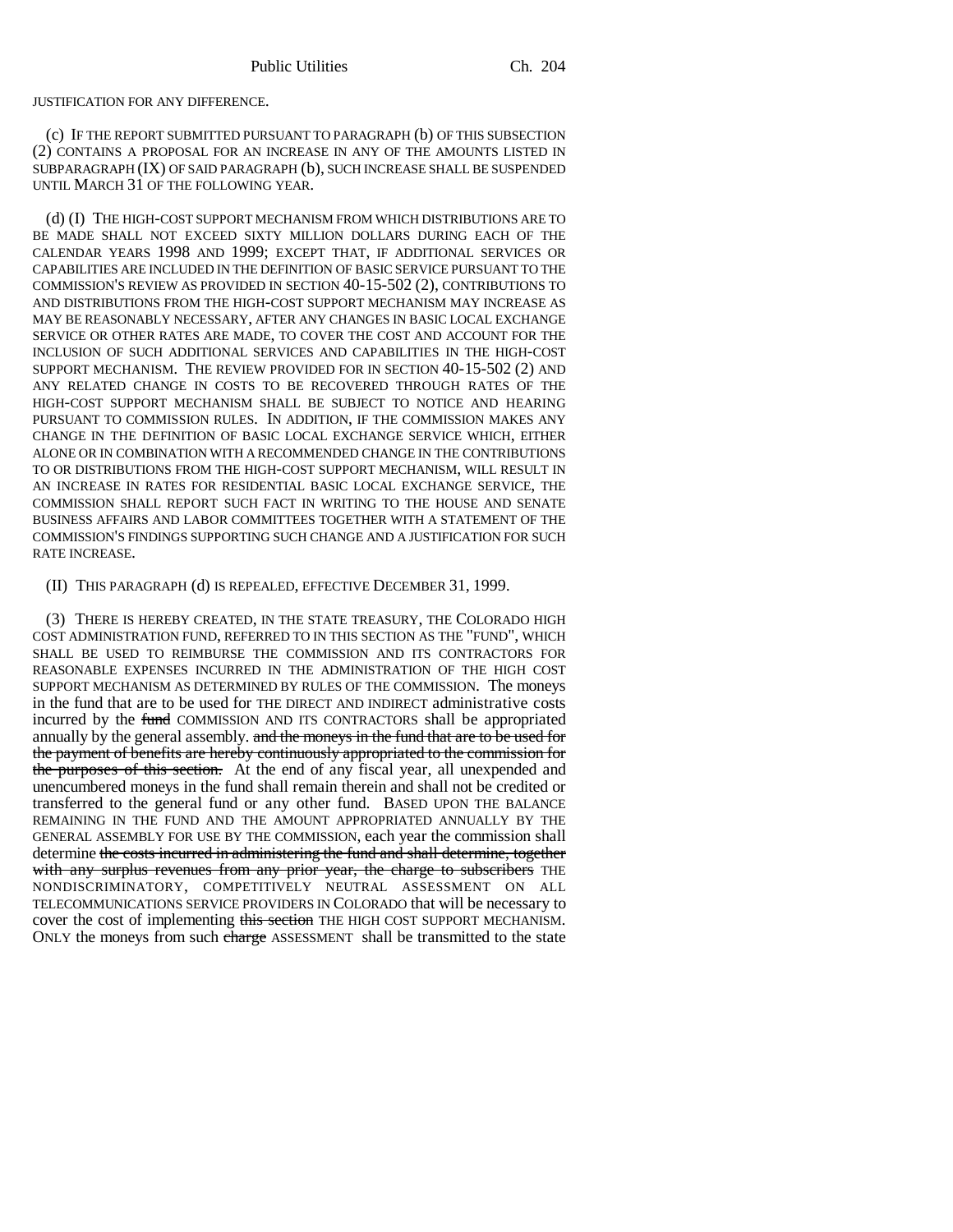JUSTIFICATION FOR ANY DIFFERENCE.

(c) IF THE REPORT SUBMITTED PURSUANT TO PARAGRAPH (b) OF THIS SUBSECTION (2) CONTAINS A PROPOSAL FOR AN INCREASE IN ANY OF THE AMOUNTS LISTED IN SUBPARAGRAPH (IX) OF SAID PARAGRAPH (b), SUCH INCREASE SHALL BE SUSPENDED UNTIL MARCH 31 OF THE FOLLOWING YEAR.

(d) (I) THE HIGH-COST SUPPORT MECHANISM FROM WHICH DISTRIBUTIONS ARE TO BE MADE SHALL NOT EXCEED SIXTY MILLION DOLLARS DURING EACH OF THE CALENDAR YEARS 1998 AND 1999; EXCEPT THAT, IF ADDITIONAL SERVICES OR CAPABILITIES ARE INCLUDED IN THE DEFINITION OF BASIC SERVICE PURSUANT TO THE COMMISSION'S REVIEW AS PROVIDED IN SECTION 40-15-502 (2), CONTRIBUTIONS TO AND DISTRIBUTIONS FROM THE HIGH-COST SUPPORT MECHANISM MAY INCREASE AS MAY BE REASONABLY NECESSARY, AFTER ANY CHANGES IN BASIC LOCAL EXCHANGE SERVICE OR OTHER RATES ARE MADE, TO COVER THE COST AND ACCOUNT FOR THE INCLUSION OF SUCH ADDITIONAL SERVICES AND CAPABILITIES IN THE HIGH-COST SUPPORT MECHANISM. THE REVIEW PROVIDED FOR IN SECTION 40-15-502 (2) AND ANY RELATED CHANGE IN COSTS TO BE RECOVERED THROUGH RATES OF THE HIGH-COST SUPPORT MECHANISM SHALL BE SUBJECT TO NOTICE AND HEARING PURSUANT TO COMMISSION RULES. IN ADDITION, IF THE COMMISSION MAKES ANY CHANGE IN THE DEFINITION OF BASIC LOCAL EXCHANGE SERVICE WHICH, EITHER ALONE OR IN COMBINATION WITH A RECOMMENDED CHANGE IN THE CONTRIBUTIONS TO OR DISTRIBUTIONS FROM THE HIGH-COST SUPPORT MECHANISM, WILL RESULT IN AN INCREASE IN RATES FOR RESIDENTIAL BASIC LOCAL EXCHANGE SERVICE, THE COMMISSION SHALL REPORT SUCH FACT IN WRITING TO THE HOUSE AND SENATE BUSINESS AFFAIRS AND LABOR COMMITTEES TOGETHER WITH A STATEMENT OF THE COMMISSION'S FINDINGS SUPPORTING SUCH CHANGE AND A JUSTIFICATION FOR SUCH RATE INCREASE.

(II) THIS PARAGRAPH (d) IS REPEALED, EFFECTIVE DECEMBER 31, 1999.

(3) THERE IS HEREBY CREATED, IN THE STATE TREASURY, THE COLORADO HIGH COST ADMINISTRATION FUND, REFERRED TO IN THIS SECTION AS THE "FUND", WHICH SHALL BE USED TO REIMBURSE THE COMMISSION AND ITS CONTRACTORS FOR REASONABLE EXPENSES INCURRED IN THE ADMINISTRATION OF THE HIGH COST SUPPORT MECHANISM AS DETERMINED BY RULES OF THE COMMISSION. The moneys in the fund that are to be used for THE DIRECT AND INDIRECT administrative costs incurred by the ~~fund~~ COMMISSION AND ITS CONTRACTORS shall be appropriated annually by the general assembly. ~~and the moneys in the fund that are to be used for the payment of benefits are hereby continuously appropriated to the commission for the purposes of this section.~~ At the end of any fiscal year, all unexpended and unencumbered moneys in the fund shall remain therein and shall not be credited or transferred to the general fund or any other fund. BASED UPON THE BALANCE REMAINING IN THE FUND AND THE AMOUNT APPROPRIATED ANNUALLY BY THE GENERAL ASSEMBLY FOR USE BY THE COMMISSION, each year the commission shall determine ~~the costs incurred in administering the fund and shall determine, together with any surplus revenues from any prior year, the charge to subscribers~~ THE NONDISCRIMINATORY, COMPETITIVELY NEUTRAL ASSESSMENT ON ALL TELECOMMUNICATIONS SERVICE PROVIDERS IN COLORADO that will be necessary to cover the cost of implementing ~~this section~~ THE HIGH COST SUPPORT MECHANISM. ONLY the moneys from such ~~charge~~ ASSESSMENT shall be transmitted to the state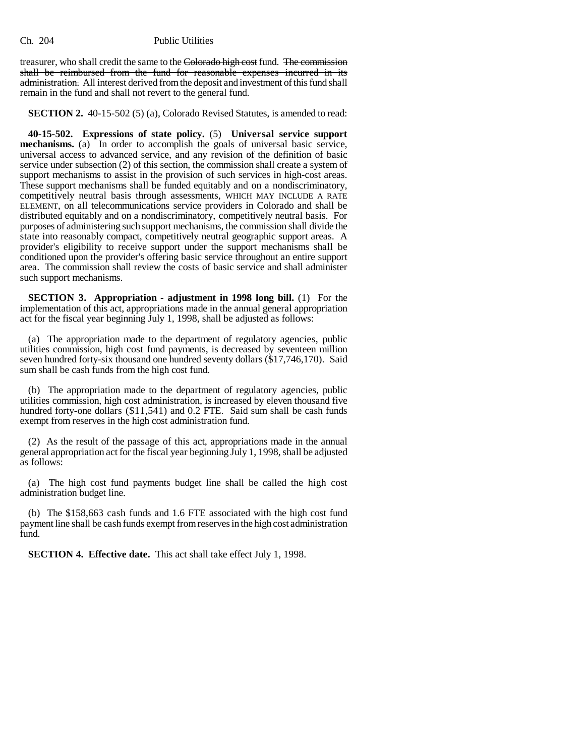treasurer, who shall credit the same to the ~~Colorado high cost~~ fund. ~~The commission shall be reimbursed from the fund for reasonable expenses incurred in its administration.~~ All interest derived from the deposit and investment of this fund shall remain in the fund and shall not revert to the general fund.

**SECTION 2.** 40-15-502 (5) (a), Colorado Revised Statutes, is amended to read:

**40-15-502. Expressions of state policy.** (5) **Universal service support mechanisms.** (a) In order to accomplish the goals of universal basic service, universal access to advanced service, and any revision of the definition of basic service under subsection (2) of this section, the commission shall create a system of support mechanisms to assist in the provision of such services in high-cost areas. These support mechanisms shall be funded equitably and on a nondiscriminatory, competitively neutral basis through assessments, WHICH MAY INCLUDE A RATE ELEMENT, on all telecommunications service providers in Colorado and shall be distributed equitably and on a nondiscriminatory, competitively neutral basis. For purposes of administering such support mechanisms, the commission shall divide the state into reasonably compact, competitively neutral geographic support areas. A provider's eligibility to receive support under the support mechanisms shall be conditioned upon the provider's offering basic service throughout an entire support area. The commission shall review the costs of basic service and shall administer such support mechanisms.

**SECTION 3. Appropriation - adjustment in 1998 long bill.** (1) For the implementation of this act, appropriations made in the annual general appropriation act for the fiscal year beginning July 1, 1998, shall be adjusted as follows:

(a) The appropriation made to the department of regulatory agencies, public utilities commission, high cost fund payments, is decreased by seventeen million seven hundred forty-six thousand one hundred seventy dollars ($17,746,170). Said sum shall be cash funds from the high cost fund.

(b) The appropriation made to the department of regulatory agencies, public utilities commission, high cost administration, is increased by eleven thousand five hundred forty-one dollars ($11,541) and 0.2 FTE. Said sum shall be cash funds exempt from reserves in the high cost administration fund.

(2) As the result of the passage of this act, appropriations made in the annual general appropriation act for the fiscal year beginning July 1, 1998, shall be adjusted as follows:

(a) The high cost fund payments budget line shall be called the high cost administration budget line.

(b) The $158,663 cash funds and 1.6 FTE associated with the high cost fund payment line shall be cash funds exempt from reserves in the high cost administration fund.

**SECTION 4. Effective date.** This act shall take effect July 1, 1998.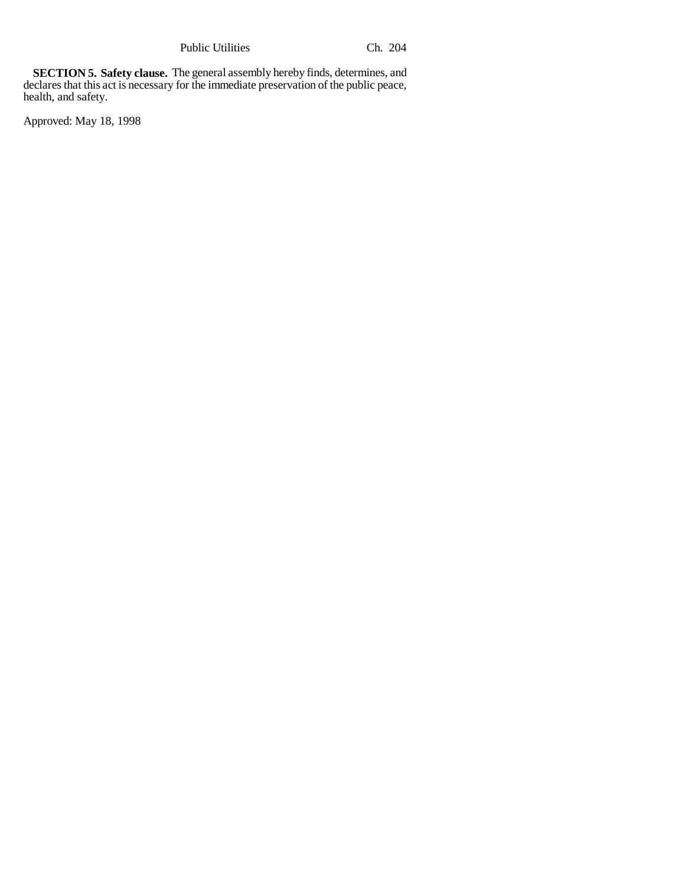**SECTION 5. Safety clause.** The general assembly hereby finds, determines, and declares that this act is necessary for the immediate preservation of the public peace, health, and safety.

Approved: May 18, 1998